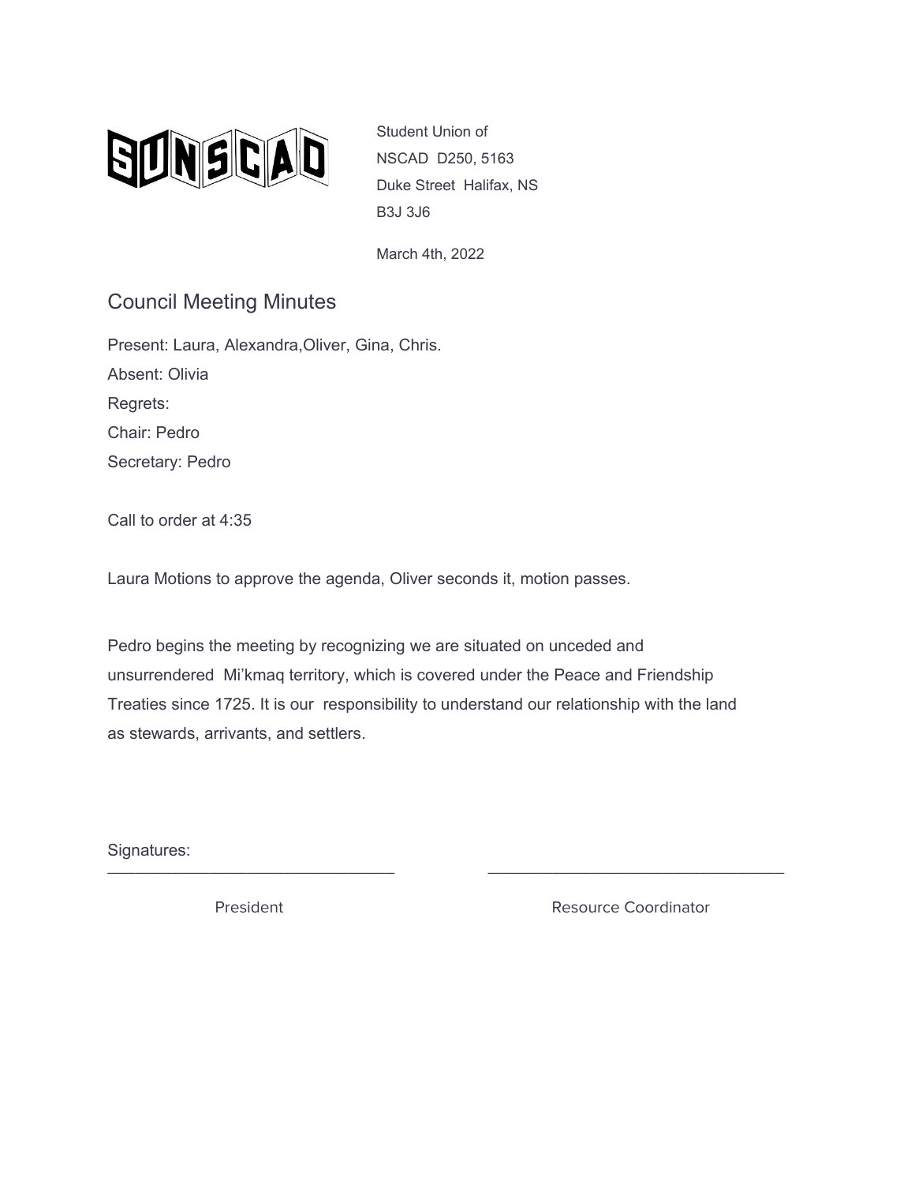SUNSCAD

Student Union of
NSCAD D250, 5163
Duke Street Halifax, NS
B3J 3J6

March 4th, 2022

## Council Meeting Minutes

Present: Laura, Alexandra,Oliver, Gina, Chris.

Absent: Olivia

Regrets:

Chair: Pedro

Secretary: Pedro

Call to order at 4:35

Laura Motions to approve the agenda, Oliver seconds it, motion passes.

Pedro begins the meeting by recognizing we are situated on unceded and unsurrendered Mi'kmaq territory, which is covered under the Peace and Friendship Treaties since 1725. It is our responsibility to understand our relationship with the land as stewards, arrivants, and settlers.

Signatures:

\_\_\_\_\_\_\_\_\_\_\_\_\_\_\_\_\_\_\_\_\_\_\_\_\_\_\_\_\_\_\_\_ President

\_\_\_\_\_\_\_\_\_\_\_\_\_\_\_\_\_\_\_\_\_\_\_\_\_\_\_\_\_\_\_\_ Resource Coordinator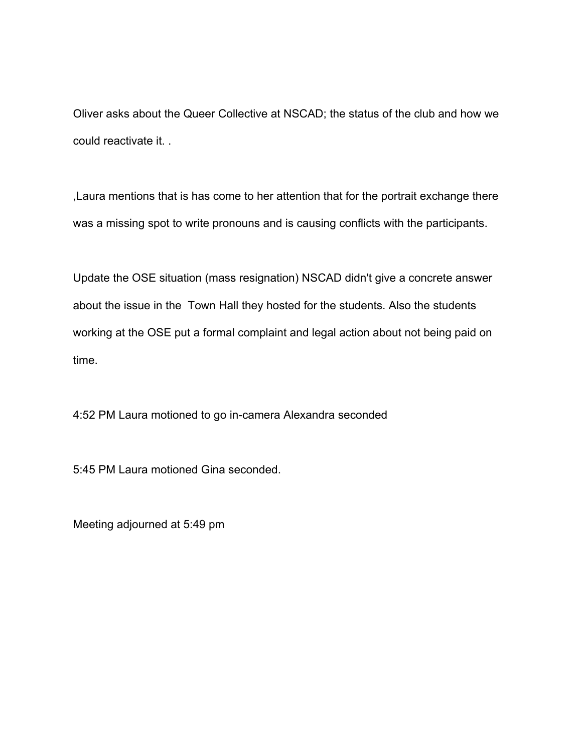Oliver asks about the Queer Collective at NSCAD; the status of the club and how we could reactivate it. .

,Laura mentions that is has come to her attention that for the portrait exchange there was a missing spot to write pronouns and is causing conflicts with the participants.

Update the OSE situation (mass resignation) NSCAD didn't give a concrete answer about the issue in the Town Hall they hosted for the students. Also the students working at the OSE put a formal complaint and legal action about not being paid on time.

4:52 PM Laura motioned to go in-camera Alexandra seconded

5:45 PM Laura motioned Gina seconded.

Meeting adjourned at 5:49 pm